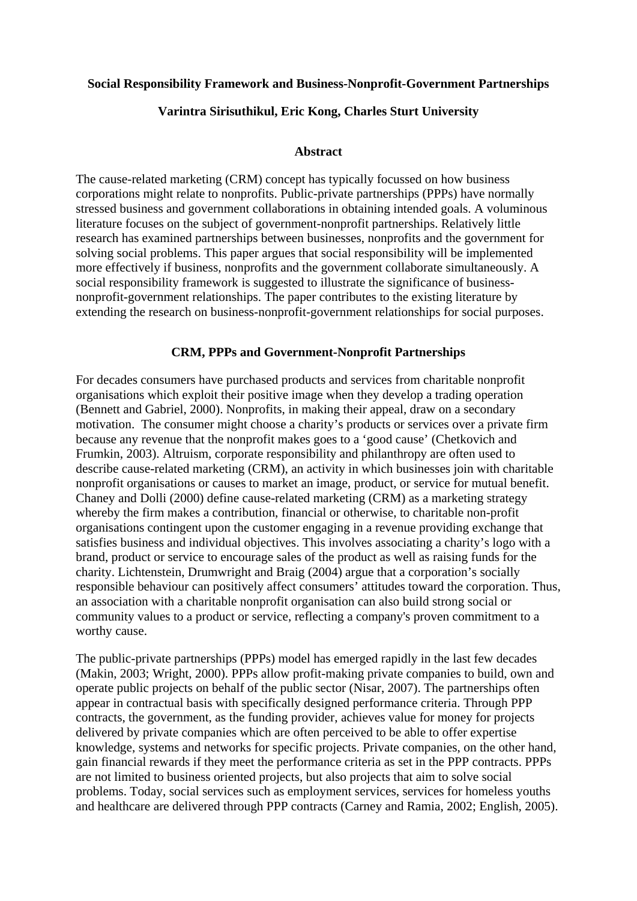# Social Responsibility Framework and Business-Nonprofit-Government Partnerships

**Varintra Sirisuthikul, Eric Kong, Charles Sturt University**

## Abstract

The cause-related marketing (CRM) concept has typically focussed on how business corporations might relate to nonprofits. Public-private partnerships (PPPs) have normally stressed business and government collaborations in obtaining intended goals. A voluminous literature focuses on the subject of government-nonprofit partnerships. Relatively little research has examined partnerships between businesses, nonprofits and the government for solving social problems. This paper argues that social responsibility will be implemented more effectively if business, nonprofits and the government collaborate simultaneously. A social responsibility framework is suggested to illustrate the significance of business-nonprofit-government relationships. The paper contributes to the existing literature by extending the research on business-nonprofit-government relationships for social purposes.

## CRM, PPPs and Government-Nonprofit Partnerships

For decades consumers have purchased products and services from charitable nonprofit organisations which exploit their positive image when they develop a trading operation (Bennett and Gabriel, 2000). Nonprofits, in making their appeal, draw on a secondary motivation. The consumer might choose a charity's products or services over a private firm because any revenue that the nonprofit makes goes to a 'good cause' (Chetkovich and Frumkin, 2003). Altruism, corporate responsibility and philanthropy are often used to describe cause-related marketing (CRM), an activity in which businesses join with charitable nonprofit organisations or causes to market an image, product, or service for mutual benefit. Chaney and Dolli (2000) define cause-related marketing (CRM) as a marketing strategy whereby the firm makes a contribution, financial or otherwise, to charitable non-profit organisations contingent upon the customer engaging in a revenue providing exchange that satisfies business and individual objectives. This involves associating a charity's logo with a brand, product or service to encourage sales of the product as well as raising funds for the charity. Lichtenstein, Drumwright and Braig (2004) argue that a corporation's socially responsible behaviour can positively affect consumers' attitudes toward the corporation. Thus, an association with a charitable nonprofit organisation can also build strong social or community values to a product or service, reflecting a company's proven commitment to a worthy cause.

The public-private partnerships (PPPs) model has emerged rapidly in the last few decades (Makin, 2003; Wright, 2000). PPPs allow profit-making private companies to build, own and operate public projects on behalf of the public sector (Nisar, 2007). The partnerships often appear in contractual basis with specifically designed performance criteria. Through PPP contracts, the government, as the funding provider, achieves value for money for projects delivered by private companies which are often perceived to be able to offer expertise knowledge, systems and networks for specific projects. Private companies, on the other hand, gain financial rewards if they meet the performance criteria as set in the PPP contracts. PPPs are not limited to business oriented projects, but also projects that aim to solve social problems. Today, social services such as employment services, services for homeless youths and healthcare are delivered through PPP contracts (Carney and Ramia, 2002; English, 2005).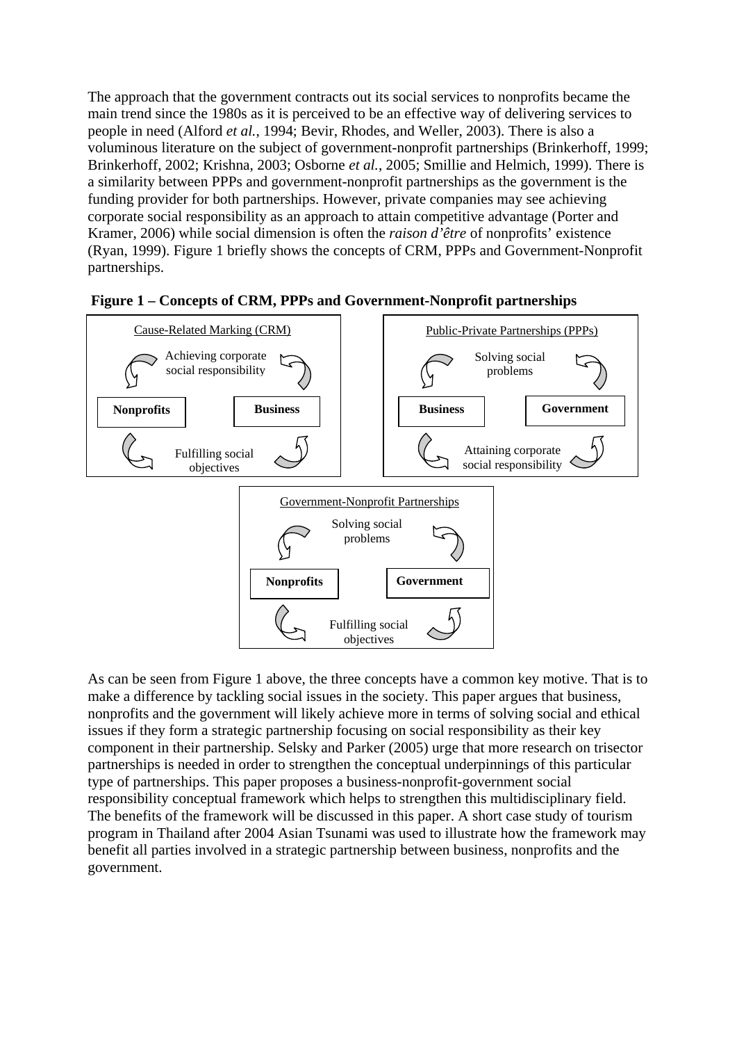The approach that the government contracts out its social services to nonprofits became the main trend since the 1980s as it is perceived to be an effective way of delivering services to people in need (Alford *et al.*, 1994; Bevir, Rhodes, and Weller, 2003). There is also a voluminous literature on the subject of government-nonprofit partnerships (Brinkerhoff, 1999; Brinkerhoff, 2002; Krishna, 2003; Osborne *et al.*, 2005; Smillie and Helmich, 1999). There is a similarity between PPPs and government-nonprofit partnerships as the government is the funding provider for both partnerships. However, private companies may see achieving corporate social responsibility as an approach to attain competitive advantage (Porter and Kramer, 2006) while social dimension is often the *raison d'être* of nonprofits' existence (Ryan, 1999). Figure 1 briefly shows the concepts of CRM, PPPs and Government-Nonprofit partnerships.

**Figure 1 – Concepts of CRM, PPPs and Government-Nonprofit partnerships**

Cause-Related Marking (CRM)

Achieving corporate social responsibility

**Nonprofits** **Business**

Fulfilling social objectives

Public-Private Partnerships (PPPs)

Solving social problems

**Business** **Government**

Attaining corporate social responsibility

Government-Nonprofit Partnerships

Solving social problems

**Nonprofits** **Government**

Fulfilling social objectives

As can be seen from Figure 1 above, the three concepts have a common key motive. That is to make a difference by tackling social issues in the society. This paper argues that business, nonprofits and the government will likely achieve more in terms of solving social and ethical issues if they form a strategic partnership focusing on social responsibility as their key component in their partnership. Selsky and Parker (2005) urge that more research on trisector partnerships is needed in order to strengthen the conceptual underpinnings of this particular type of partnerships. This paper proposes a business-nonprofit-government social responsibility conceptual framework which helps to strengthen this multidisciplinary field. The benefits of the framework will be discussed in this paper. A short case study of tourism program in Thailand after 2004 Asian Tsunami was used to illustrate how the framework may benefit all parties involved in a strategic partnership between business, nonprofits and the government.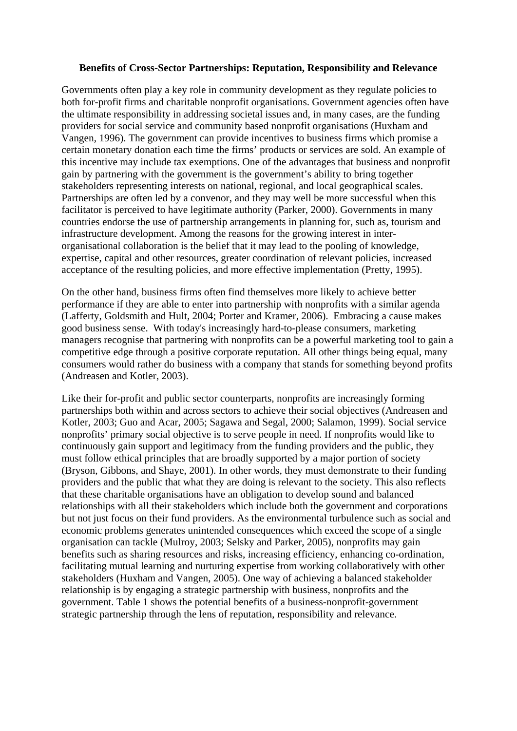## Benefits of Cross-Sector Partnerships: Reputation, Responsibility and Relevance

Governments often play a key role in community development as they regulate policies to both for-profit firms and charitable nonprofit organisations. Government agencies often have the ultimate responsibility in addressing societal issues and, in many cases, are the funding providers for social service and community based nonprofit organisations (Huxham and Vangen, 1996). The government can provide incentives to business firms which promise a certain monetary donation each time the firms' products or services are sold. An example of this incentive may include tax exemptions. One of the advantages that business and nonprofit gain by partnering with the government is the government's ability to bring together stakeholders representing interests on national, regional, and local geographical scales. Partnerships are often led by a convenor, and they may well be more successful when this facilitator is perceived to have legitimate authority (Parker, 2000). Governments in many countries endorse the use of partnership arrangements in planning for, such as, tourism and infrastructure development. Among the reasons for the growing interest in inter-organisational collaboration is the belief that it may lead to the pooling of knowledge, expertise, capital and other resources, greater coordination of relevant policies, increased acceptance of the resulting policies, and more effective implementation (Pretty, 1995).

On the other hand, business firms often find themselves more likely to achieve better performance if they are able to enter into partnership with nonprofits with a similar agenda (Lafferty, Goldsmith and Hult, 2004; Porter and Kramer, 2006). Embracing a cause makes good business sense. With today's increasingly hard-to-please consumers, marketing managers recognise that partnering with nonprofits can be a powerful marketing tool to gain a competitive edge through a positive corporate reputation. All other things being equal, many consumers would rather do business with a company that stands for something beyond profits (Andreasen and Kotler, 2003).

Like their for-profit and public sector counterparts, nonprofits are increasingly forming partnerships both within and across sectors to achieve their social objectives (Andreasen and Kotler, 2003; Guo and Acar, 2005; Sagawa and Segal, 2000; Salamon, 1999). Social service nonprofits' primary social objective is to serve people in need. If nonprofits would like to continuously gain support and legitimacy from the funding providers and the public, they must follow ethical principles that are broadly supported by a major portion of society (Bryson, Gibbons, and Shaye, 2001). In other words, they must demonstrate to their funding providers and the public that what they are doing is relevant to the society. This also reflects that these charitable organisations have an obligation to develop sound and balanced relationships with all their stakeholders which include both the government and corporations but not just focus on their fund providers. As the environmental turbulence such as social and economic problems generates unintended consequences which exceed the scope of a single organisation can tackle (Mulroy, 2003; Selsky and Parker, 2005), nonprofits may gain benefits such as sharing resources and risks, increasing efficiency, enhancing co-ordination, facilitating mutual learning and nurturing expertise from working collaboratively with other stakeholders (Huxham and Vangen, 2005). One way of achieving a balanced stakeholder relationship is by engaging a strategic partnership with business, nonprofits and the government. Table 1 shows the potential benefits of a business-nonprofit-government strategic partnership through the lens of reputation, responsibility and relevance.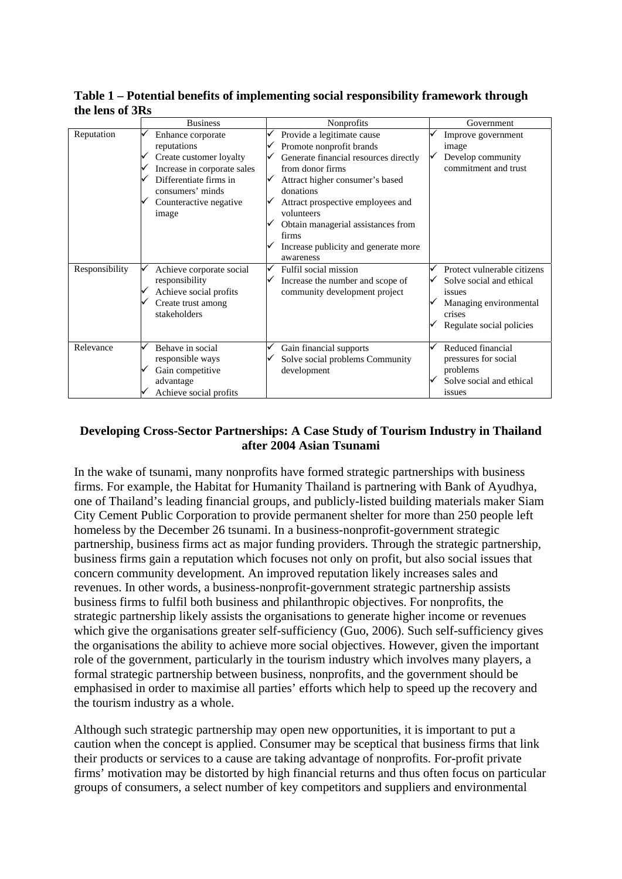**Table 1 – Potential benefits of implementing social responsibility framework through the lens of 3Rs**

| | Business | Nonprofits | Government |
|---|---|---|---|
| Reputation | ✓ Enhance corporate reputations<br>✓ Create customer loyalty<br>✓ Increase in corporate sales<br>✓ Differentiate firms in consumers' minds<br>✓ Counteractive negative image | ✓ Provide a legitimate cause<br>✓ Promote nonprofit brands<br>✓ Generate financial resources directly from donor firms<br>✓ Attract higher consumer's based donations<br>✓ Attract prospective employees and volunteers<br>✓ Obtain managerial assistances from firms<br>✓ Increase publicity and generate more awareness | ✓ Improve government image<br>✓ Develop community commitment and trust |
| Responsibility | ✓ Achieve corporate social responsibility<br>✓ Achieve social profits<br>✓ Create trust among stakeholders | ✓ Fulfil social mission<br>✓ Increase the number and scope of community development project | ✓ Protect vulnerable citizens<br>✓ Solve social and ethical issues<br>✓ Managing environmental crises<br>✓ Regulate social policies |
| Relevance | ✓ Behave in social responsible ways<br>✓ Gain competitive advantage<br>✓ Achieve social profits | ✓ Gain financial supports<br>✓ Solve social problems Community development | ✓ Reduced financial pressures for social problems<br>✓ Solve social and ethical issues |

## Developing Cross-Sector Partnerships: A Case Study of Tourism Industry in Thailand after 2004 Asian Tsunami

In the wake of tsunami, many nonprofits have formed strategic partnerships with business firms. For example, the Habitat for Humanity Thailand is partnering with Bank of Ayudhya, one of Thailand's leading financial groups, and publicly-listed building materials maker Siam City Cement Public Corporation to provide permanent shelter for more than 250 people left homeless by the December 26 tsunami. In a business-nonprofit-government strategic partnership, business firms act as major funding providers. Through the strategic partnership, business firms gain a reputation which focuses not only on profit, but also social issues that concern community development. An improved reputation likely increases sales and revenues. In other words, a business-nonprofit-government strategic partnership assists business firms to fulfil both business and philanthropic objectives. For nonprofits, the strategic partnership likely assists the organisations to generate higher income or revenues which give the organisations greater self-sufficiency (Guo, 2006). Such self-sufficiency gives the organisations the ability to achieve more social objectives. However, given the important role of the government, particularly in the tourism industry which involves many players, a formal strategic partnership between business, nonprofits, and the government should be emphasised in order to maximise all parties' efforts which help to speed up the recovery and the tourism industry as a whole.

Although such strategic partnership may open new opportunities, it is important to put a caution when the concept is applied. Consumer may be sceptical that business firms that link their products or services to a cause are taking advantage of nonprofits. For-profit private firms' motivation may be distorted by high financial returns and thus often focus on particular groups of consumers, a select number of key competitors and suppliers and environmental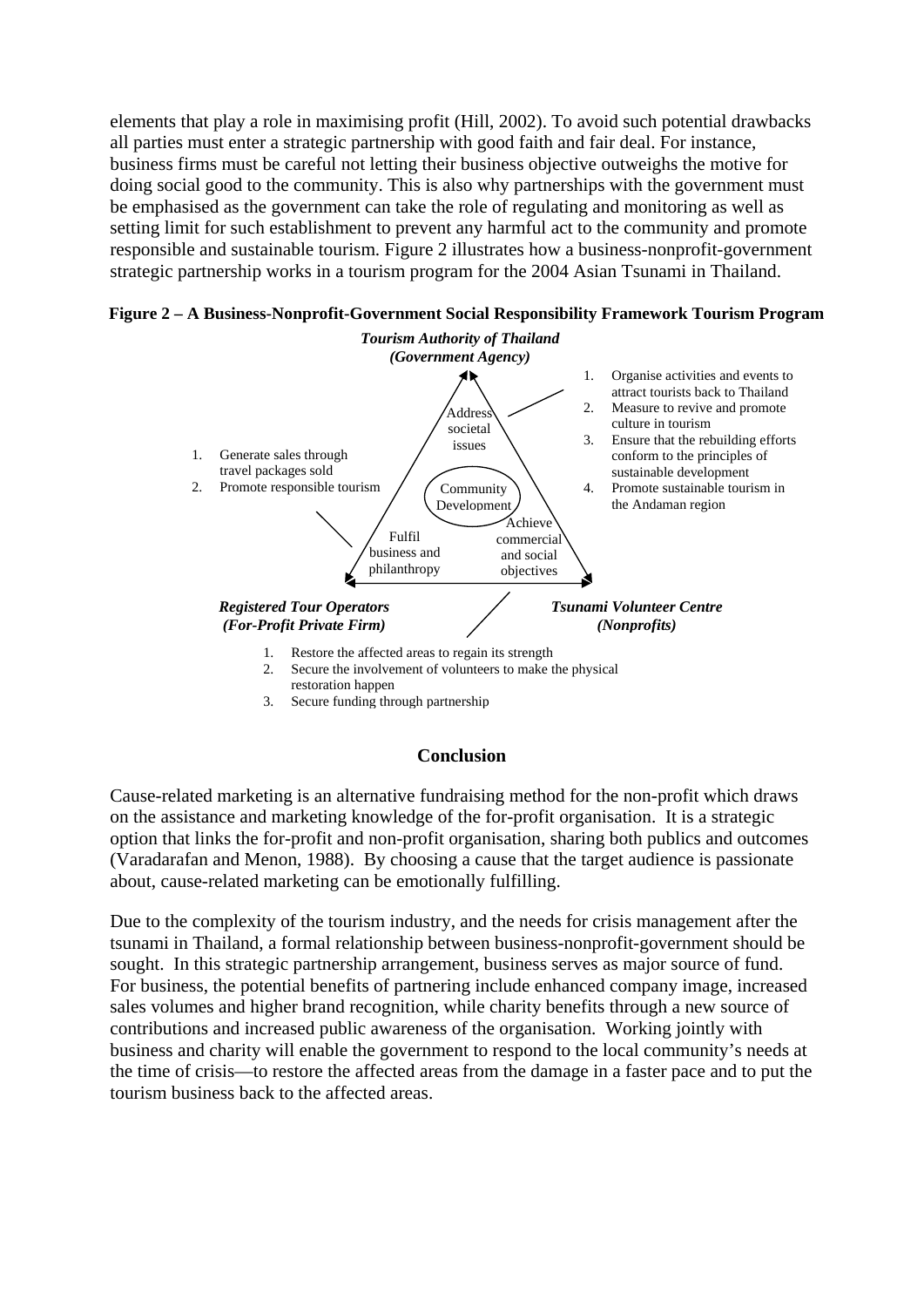elements that play a role in maximising profit (Hill, 2002). To avoid such potential drawbacks all parties must enter a strategic partnership with good faith and fair deal. For instance, business firms must be careful not letting their business objective outweighs the motive for doing social good to the community. This is also why partnerships with the government must be emphasised as the government can take the role of regulating and monitoring as well as setting limit for such establishment to prevent any harmful act to the community and promote responsible and sustainable tourism. Figure 2 illustrates how a business-nonprofit-government strategic partnership works in a tourism program for the 2004 Asian Tsunami in Thailand.

**Figure 2 – A Business-Nonprofit-Government Social Responsibility Framework Tourism Program**

***Tourism Authority of Thailand (Government Agency)***

1. Organise activities and events to attract tourists back to Thailand
2. Measure to revive and promote culture in tourism
3. Ensure that the rebuilding efforts conform to the principles of sustainable development
4. Promote sustainable tourism in the Andaman region

Address societal issues

Community Development

Fulfil business and philanthropy

Achieve commercial and social objectives

***Registered Tour Operators (For-Profit Private Firm)***

1. Generate sales through travel packages sold
2. Promote responsible tourism

***Tsunami Volunteer Centre (Nonprofits)***

1. Restore the affected areas to regain its strength
2. Secure the involvement of volunteers to make the physical restoration happen
3. Secure funding through partnership

## Conclusion

Cause-related marketing is an alternative fundraising method for the non-profit which draws on the assistance and marketing knowledge of the for-profit organisation. It is a strategic option that links the for-profit and non-profit organisation, sharing both publics and outcomes (Varadarafan and Menon, 1988). By choosing a cause that the target audience is passionate about, cause-related marketing can be emotionally fulfilling.

Due to the complexity of the tourism industry, and the needs for crisis management after the tsunami in Thailand, a formal relationship between business-nonprofit-government should be sought. In this strategic partnership arrangement, business serves as major source of fund. For business, the potential benefits of partnering include enhanced company image, increased sales volumes and higher brand recognition, while charity benefits through a new source of contributions and increased public awareness of the organisation. Working jointly with business and charity will enable the government to respond to the local community's needs at the time of crisis—to restore the affected areas from the damage in a faster pace and to put the tourism business back to the affected areas.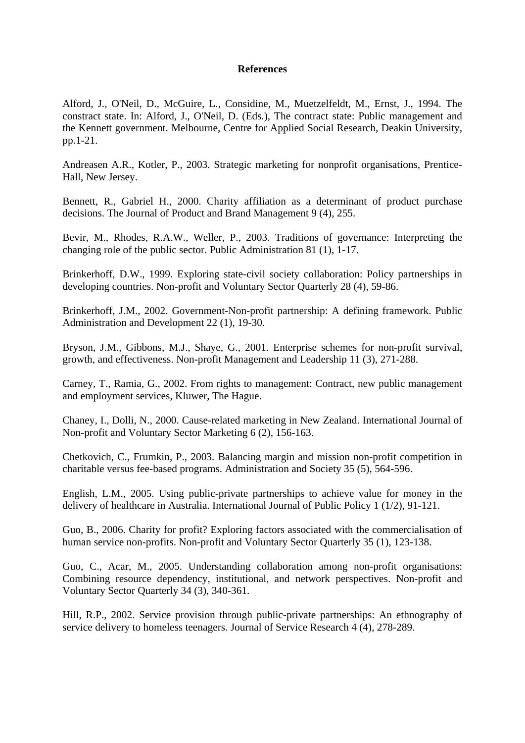**References**

Alford, J., O'Neil, D., McGuire, L., Considine, M., Muetzelfeldt, M., Ernst, J., 1994. The constract state. In: Alford, J., O'Neil, D. (Eds.), The contract state: Public management and the Kennett government. Melbourne, Centre for Applied Social Research, Deakin University, pp.1-21.

Andreasen A.R., Kotler, P., 2003. Strategic marketing for nonprofit organisations, Prentice-Hall, New Jersey.

Bennett, R., Gabriel H., 2000. Charity affiliation as a determinant of product purchase decisions. The Journal of Product and Brand Management 9 (4), 255.

Bevir, M., Rhodes, R.A.W., Weller, P., 2003. Traditions of governance: Interpreting the changing role of the public sector. Public Administration 81 (1), 1-17.

Brinkerhoff, D.W., 1999. Exploring state-civil society collaboration: Policy partnerships in developing countries. Non-profit and Voluntary Sector Quarterly 28 (4), 59-86.

Brinkerhoff, J.M., 2002. Government-Non-profit partnership: A defining framework. Public Administration and Development 22 (1), 19-30.

Bryson, J.M., Gibbons, M.J., Shaye, G., 2001. Enterprise schemes for non-profit survival, growth, and effectiveness. Non-profit Management and Leadership 11 (3), 271-288.

Carney, T., Ramia, G., 2002. From rights to management: Contract, new public management and employment services, Kluwer, The Hague.

Chaney, I., Dolli, N., 2000. Cause-related marketing in New Zealand. International Journal of Non-profit and Voluntary Sector Marketing 6 (2), 156-163.

Chetkovich, C., Frumkin, P., 2003. Balancing margin and mission non-profit competition in charitable versus fee-based programs. Administration and Society 35 (5), 564-596.

English, L.M., 2005. Using public-private partnerships to achieve value for money in the delivery of healthcare in Australia. International Journal of Public Policy 1 (1/2), 91-121.

Guo, B., 2006. Charity for profit? Exploring factors associated with the commercialisation of human service non-profits. Non-profit and Voluntary Sector Quarterly 35 (1), 123-138.

Guo, C., Acar, M., 2005. Understanding collaboration among non-profit organisations: Combining resource dependency, institutional, and network perspectives. Non-profit and Voluntary Sector Quarterly 34 (3), 340-361.

Hill, R.P., 2002. Service provision through public-private partnerships: An ethnography of service delivery to homeless teenagers. Journal of Service Research 4 (4), 278-289.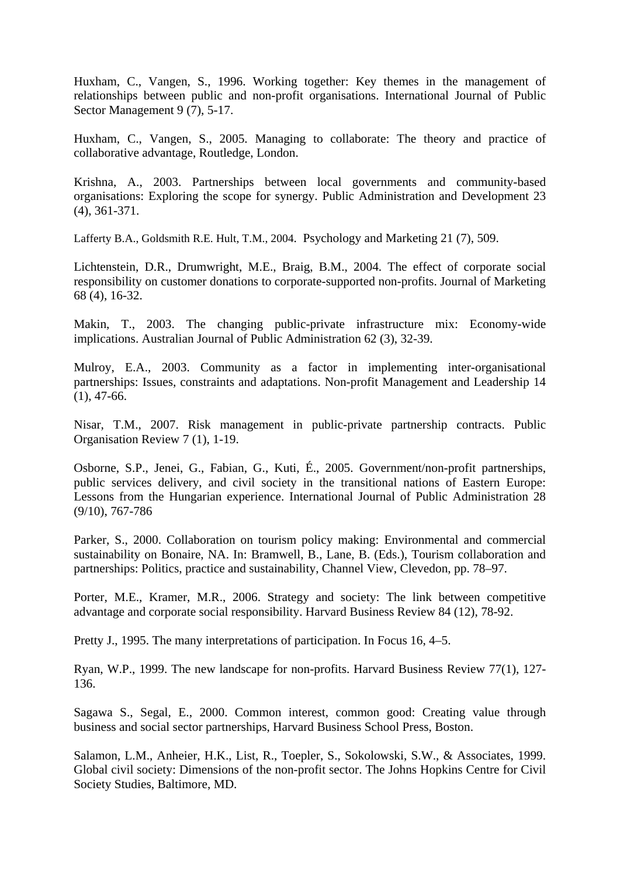Huxham, C., Vangen, S., 1996. Working together: Key themes in the management of relationships between public and non-profit organisations. International Journal of Public Sector Management 9 (7), 5-17.

Huxham, C., Vangen, S., 2005. Managing to collaborate: The theory and practice of collaborative advantage, Routledge, London.

Krishna, A., 2003. Partnerships between local governments and community-based organisations: Exploring the scope for synergy. Public Administration and Development 23 (4), 361-371.

Lafferty B.A., Goldsmith R.E. Hult, T.M., 2004. Psychology and Marketing 21 (7), 509.

Lichtenstein, D.R., Drumwright, M.E., Braig, B.M., 2004. The effect of corporate social responsibility on customer donations to corporate-supported non-profits. Journal of Marketing 68 (4), 16-32.

Makin, T., 2003. The changing public-private infrastructure mix: Economy-wide implications. Australian Journal of Public Administration 62 (3), 32-39.

Mulroy, E.A., 2003. Community as a factor in implementing inter-organisational partnerships: Issues, constraints and adaptations. Non-profit Management and Leadership 14 (1), 47-66.

Nisar, T.M., 2007. Risk management in public-private partnership contracts. Public Organisation Review 7 (1), 1-19.

Osborne, S.P., Jenei, G., Fabian, G., Kuti, É., 2005. Government/non-profit partnerships, public services delivery, and civil society in the transitional nations of Eastern Europe: Lessons from the Hungarian experience. International Journal of Public Administration 28 (9/10), 767-786

Parker, S., 2000. Collaboration on tourism policy making: Environmental and commercial sustainability on Bonaire, NA. In: Bramwell, B., Lane, B. (Eds.), Tourism collaboration and partnerships: Politics, practice and sustainability, Channel View, Clevedon, pp. 78–97.

Porter, M.E., Kramer, M.R., 2006. Strategy and society: The link between competitive advantage and corporate social responsibility. Harvard Business Review 84 (12), 78-92.

Pretty J., 1995. The many interpretations of participation. In Focus 16, 4–5.

Ryan, W.P., 1999. The new landscape for non-profits. Harvard Business Review 77(1), 127-136.

Sagawa S., Segal, E., 2000. Common interest, common good: Creating value through business and social sector partnerships, Harvard Business School Press, Boston.

Salamon, L.M., Anheier, H.K., List, R., Toepler, S., Sokolowski, S.W., & Associates, 1999. Global civil society: Dimensions of the non-profit sector. The Johns Hopkins Centre for Civil Society Studies, Baltimore, MD.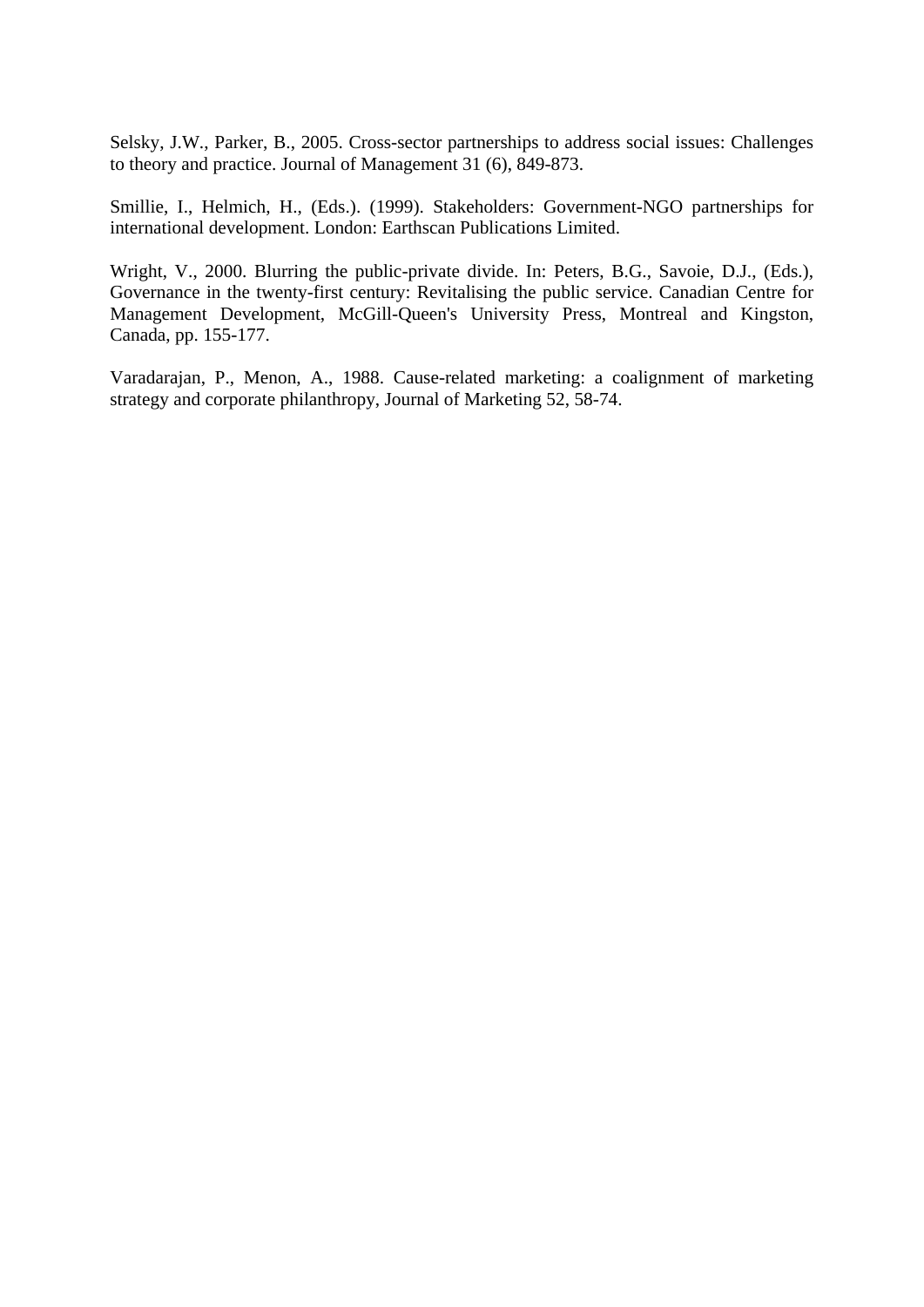Selsky, J.W., Parker, B., 2005. Cross-sector partnerships to address social issues: Challenges to theory and practice. Journal of Management 31 (6), 849-873.

Smillie, I., Helmich, H., (Eds.). (1999). Stakeholders: Government-NGO partnerships for international development. London: Earthscan Publications Limited.

Wright, V., 2000. Blurring the public-private divide. In: Peters, B.G., Savoie, D.J., (Eds.), Governance in the twenty-first century: Revitalising the public service. Canadian Centre for Management Development, McGill-Queen's University Press, Montreal and Kingston, Canada, pp. 155-177.

Varadarajan, P., Menon, A., 1988. Cause-related marketing: a coalignment of marketing strategy and corporate philanthropy, Journal of Marketing 52, 58-74.